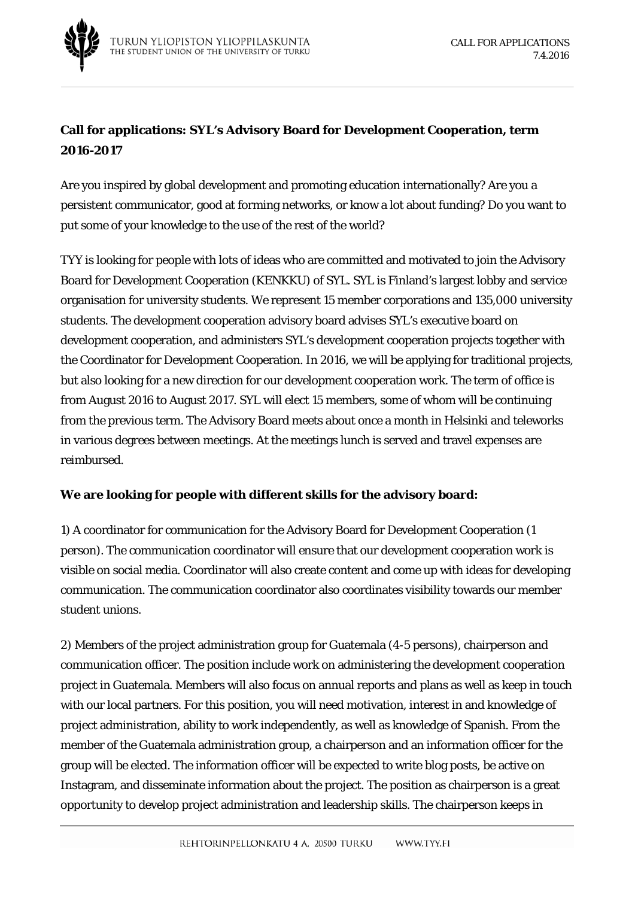CALL FOR APPLICATIONS
7.4.2016

**Call for applications: SYL's Advisory Board for Development Cooperation, term 2016-2017**

Are you inspired by global development and promoting education internationally? Are you a persistent communicator, good at forming networks, or know a lot about funding? Do you want to put some of your knowledge to the use of the rest of the world?

TYY is looking for people with lots of ideas who are committed and motivated to join the Advisory Board for Development Cooperation (KENKKU) of SYL. SYL is Finland's largest lobby and service organisation for university students. We represent 15 member corporations and 135,000 university students. The development cooperation advisory board advises SYL's executive board on development cooperation, and administers SYL's development cooperation projects together with the Coordinator for Development Cooperation. In 2016, we will be applying for traditional projects, but also looking for a new direction for our development cooperation work. The term of office is from August 2016 to August 2017. SYL will elect 15 members, some of whom will be continuing from the previous term. The Advisory Board meets about once a month in Helsinki and teleworks in various degrees between meetings. At the meetings lunch is served and travel expenses are reimbursed.

**We are looking for people with different skills for the advisory board:**

1) A coordinator for communication for the Advisory Board for Development Cooperation (1 person). The communication coordinator will ensure that our development cooperation work is visible on social media. Coordinator will also create content and come up with ideas for developing communication. The communication coordinator also coordinates visibility towards our member student unions.

2) Members of the project administration group for Guatemala (4-5 persons), chairperson and communication officer. The position include work on administering the development cooperation project in Guatemala. Members will also focus on annual reports and plans as well as keep in touch with our local partners. For this position, you will need motivation, interest in and knowledge of project administration, ability to work independently, as well as knowledge of Spanish. From the member of the Guatemala administration group, a chairperson and an information officer for the group will be elected. The information officer will be expected to write blog posts, be active on Instagram, and disseminate information about the project. The position as chairperson is a great opportunity to develop project administration and leadership skills. The chairperson keeps in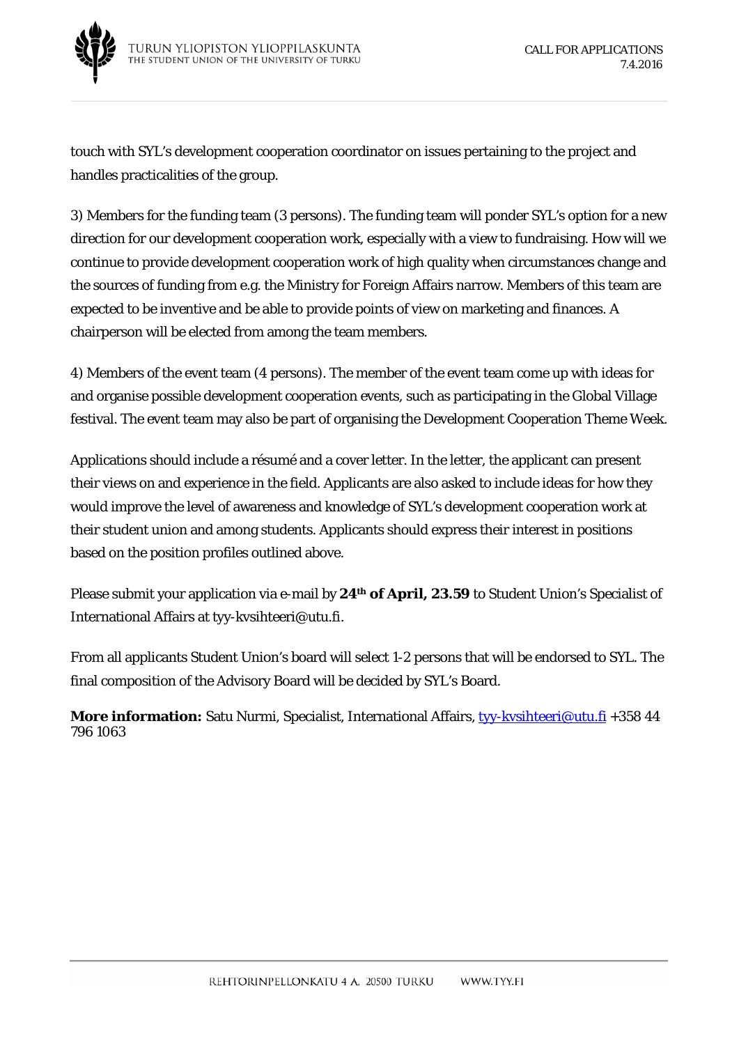touch with SYL's development cooperation coordinator on issues pertaining to the project and handles practicalities of the group.

3) Members for the funding team (3 persons). The funding team will ponder SYL's option for a new direction for our development cooperation work, especially with a view to fundraising. How will we continue to provide development cooperation work of high quality when circumstances change and the sources of funding from e.g. the Ministry for Foreign Affairs narrow. Members of this team are expected to be inventive and be able to provide points of view on marketing and finances. A chairperson will be elected from among the team members.

4) Members of the event team (4 persons). The member of the event team come up with ideas for and organise possible development cooperation events, such as participating in the Global Village festival. The event team may also be part of organising the Development Cooperation Theme Week.

Applications should include a résumé and a cover letter. In the letter, the applicant can present their views on and experience in the field. Applicants are also asked to include ideas for how they would improve the level of awareness and knowledge of SYL's development cooperation work at their student union and among students. Applicants should express their interest in positions based on the position profiles outlined above.

Please submit your application via e-mail by **24th of April, 23.59** to Student Union's Specialist of International Affairs at tyy-kvsihteeri@utu.fi.

From all applicants Student Union's board will select 1-2 persons that will be endorsed to SYL. The final composition of the Advisory Board will be decided by SYL's Board.

**More information:** Satu Nurmi, Specialist, International Affairs, tyy-kvsihteeri@utu.fi +358 44 796 1063